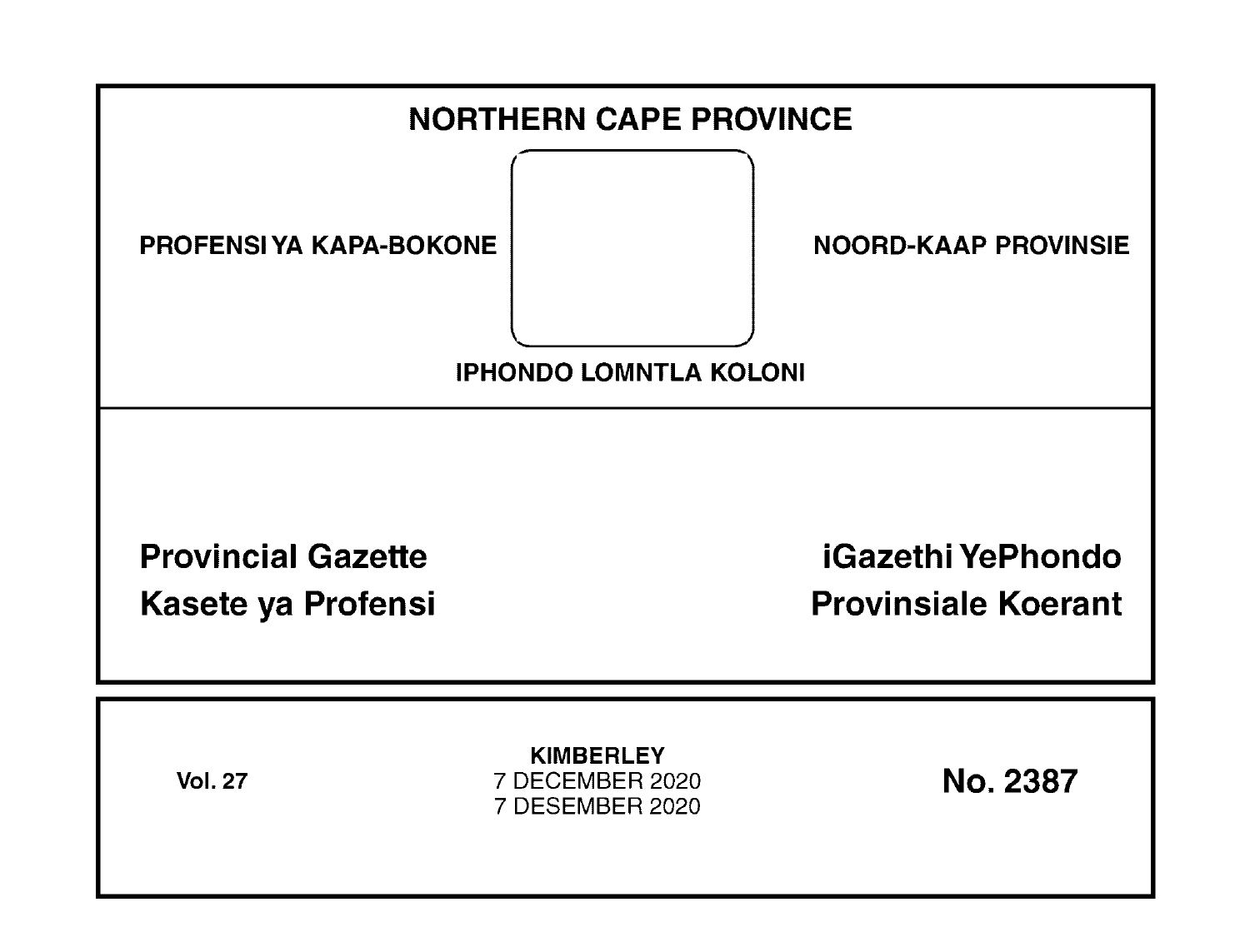# NORTHERN CAPE PROVINCE

PROFENSI YA KAPA-BOKONE

NOORD-KAAP PROVINSIE

IPHONDO LOMNTLA KOLONI

## Provincial Gazette
## Kasete ya Profensi

## iGazethi YePhondo
## Provinsiale Koerant

**Vol. 27**

**KIMBERLEY**
7 DECEMBER 2020
7 DESEMBER 2020

**No. 2387**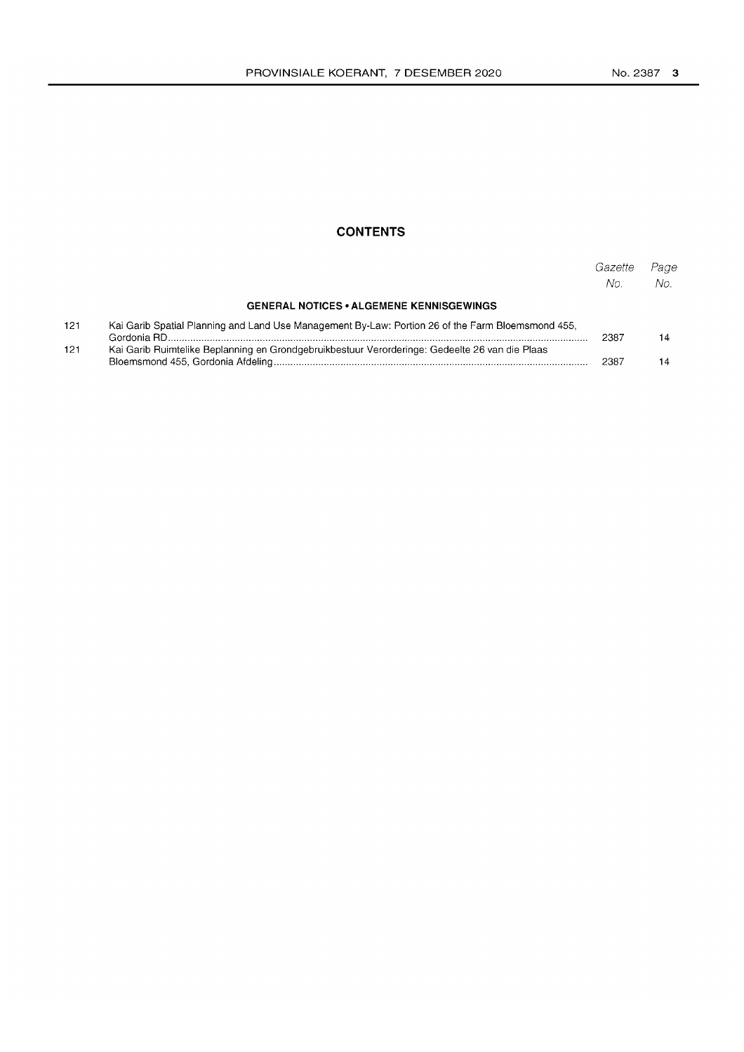## CONTENTS

| | | Gazette No. | Page No. |
|---|---|---|---|
| | **GENERAL NOTICES • ALGEMENE KENNISGEWINGS** | | |
| 121 | Kai Garib Spatial Planning and Land Use Management By-Law: Portion 26 of the Farm Bloemsmond 455, Gordonia RD | 2387 | 14 |
| 121 | Kai Garib Ruimtelike Beplanning en Grondgebruikbestuur Verorderinge: Gedeelte 26 van die Plaas Bloemsmond 455, Gordonia Afdeling | 2387 | 14 |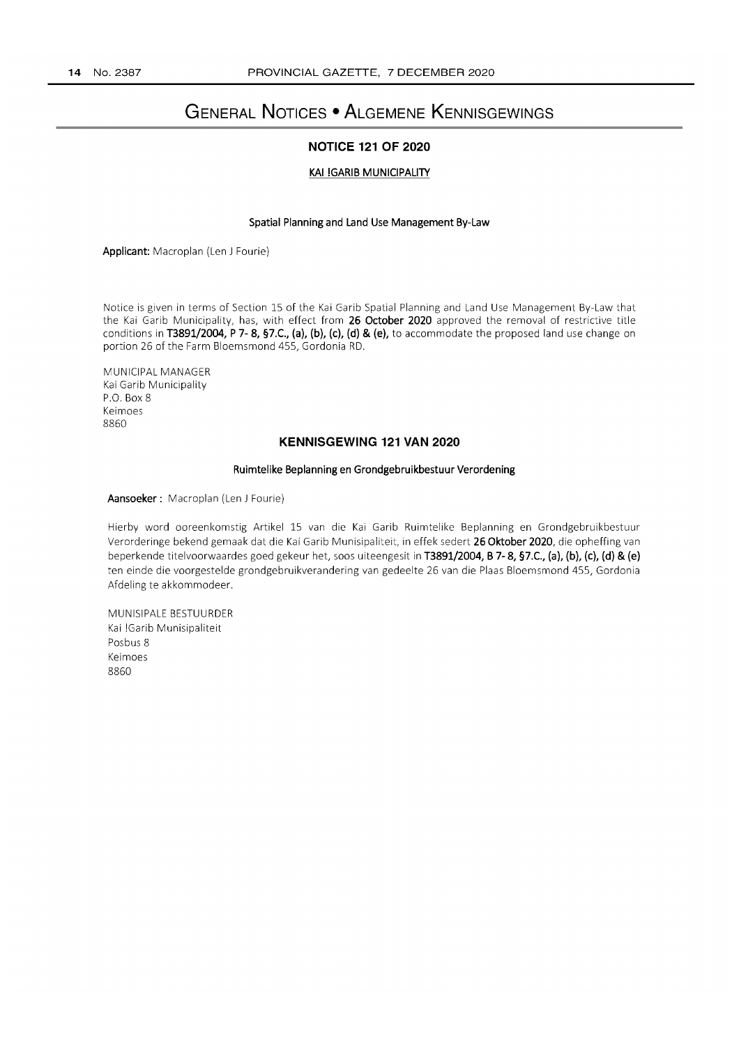# General Notices • Algemene Kennisgewings

## NOTICE 121 OF 2020

**KAI !GARIB MUNICIPALITY**

**Spatial Planning and Land Use Management By-Law**

**Applicant:** Macroplan (Len J Fourie)

Notice is given in terms of Section 15 of the Kai Garib Spatial Planning and Land Use Management By-Law that the Kai Garib Municipality, has, with effect from **26 October 2020** approved the removal of restrictive title conditions in **T3891/2004, P 7- 8, §7.C., (a), (b), (c), (d) & (e),** to accommodate the proposed land use change on portion 26 of the Farm Bloemsmond 455, Gordonia RD.

MUNICIPAL MANAGER
Kai Garib Municipality
P.O. Box 8
Keimoes
8860

## KENNISGEWING 121 VAN 2020

**Ruimtelike Beplanning en Grondgebruikbestuur Verordening**

**Aansoeker :** Macroplan (Len J Fourie)

Hierby word ooreenkomstig Artikel 15 van die Kai Garib Ruimtelike Beplanning en Grondgebruikbestuur Verorderinge bekend gemaak dat die Kai Garib Munisipaliteit, in effek sedert **26 Oktober 2020**, die opheffing van beperkende titelvoorwaardes goed gekeur het, soos uiteengesit in **T3891/2004, B 7- 8, §7.C., (a), (b), (c), (d) & (e)** ten einde die voorgestelde grondgebruikverandering van gedeelte 26 van die Plaas Bloemsmond 455, Gordonia Afdeling te akkommodeer.

MUNISIPALE BESTUURDER
Kai !Garib Munisipaliteit
Posbus 8
Keimoes
8860